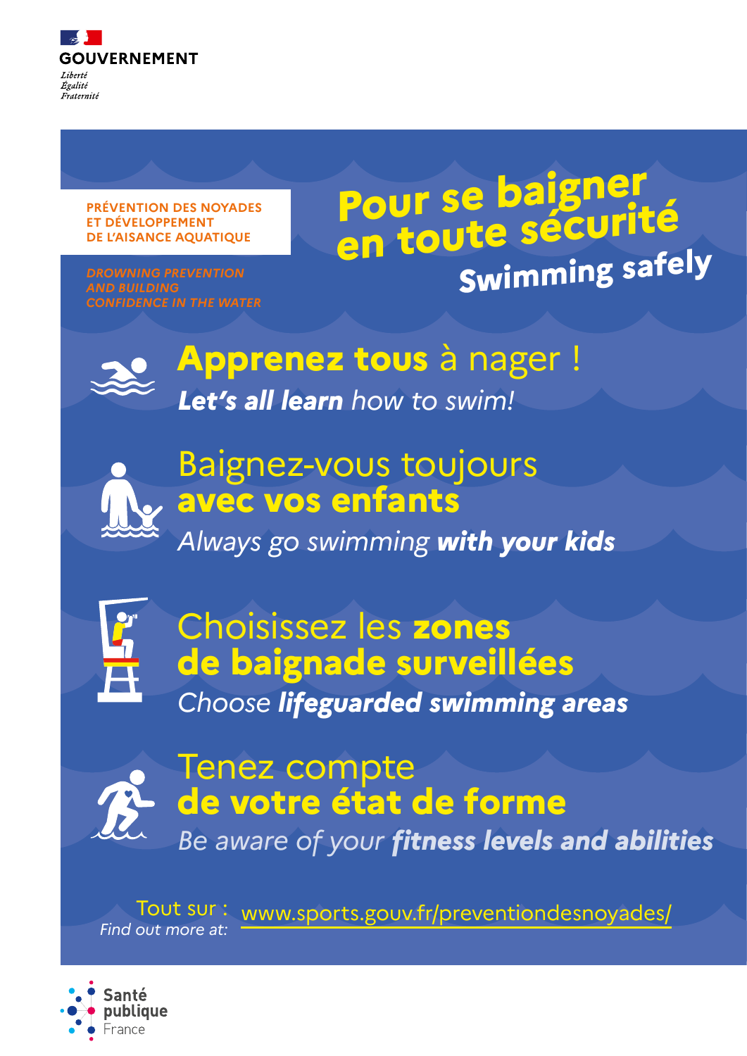GOUVERNEMENT

*Liberté*
*Égalité*
*Fraternité*

**PRÉVENTION DES NOYADES ET DÉVELOPPEMENT DE L'AISANCE AQUATIQUE**

***DROWNING PREVENTION AND BUILDING CONFIDENCE IN THE WATER***

# Pour se baigner en toute sécurité

## Swimming safely

**Apprenez tous** à nager !

***Let's all learn*** *how to swim!*

Baignez-vous toujours **avec vos enfants**

*Always go swimming* ***with your kids***

Choisissez les **zones de baignade surveillées**

*Choose* ***lifeguarded swimming areas***

Tenez compte **de votre état de forme**

*Be aware of your* ***fitness levels and abilities***

Tout sur :
*Find out more at:* www.sports.gouv.fr/preventiondesnoyades/

Santé publique France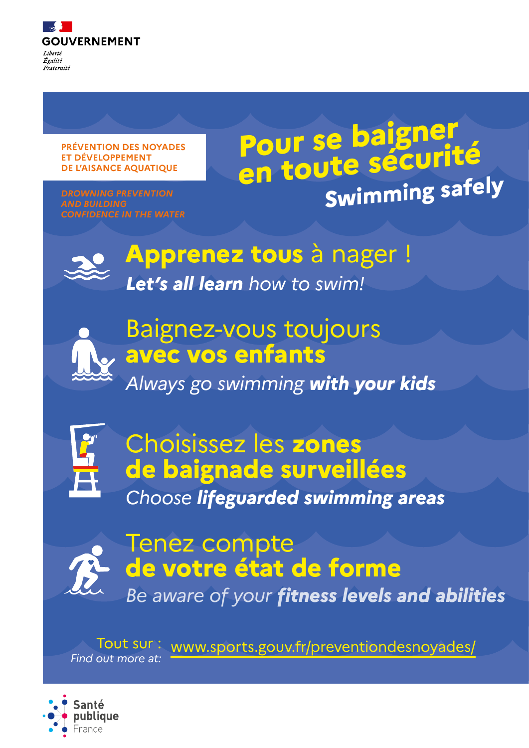GOUVERNEMENT

*Liberté*
*Égalité*
*Fraternité*

**PRÉVENTION DES NOYADES ET DÉVELOPPEMENT DE L'AISANCE AQUATIQUE**

***DROWNING PREVENTION AND BUILDING CONFIDENCE IN THE WATER***

# Pour se baigner en toute sécurité

## Swimming safely

**Apprenez tous** à nager !

***Let's all learn** how to swim!*

Baignez-vous toujours **avec vos enfants**

*Always go swimming **with your kids***

Choisissez les **zones de baignade surveillées**

*Choose **lifeguarded swimming areas***

Tenez compte **de votre état de forme**

*Be aware of your **fitness levels and abilities***

Tout sur : www.sports.gouv.fr/preventiondesnoyades/

*Find out more at:*

Santé publique France